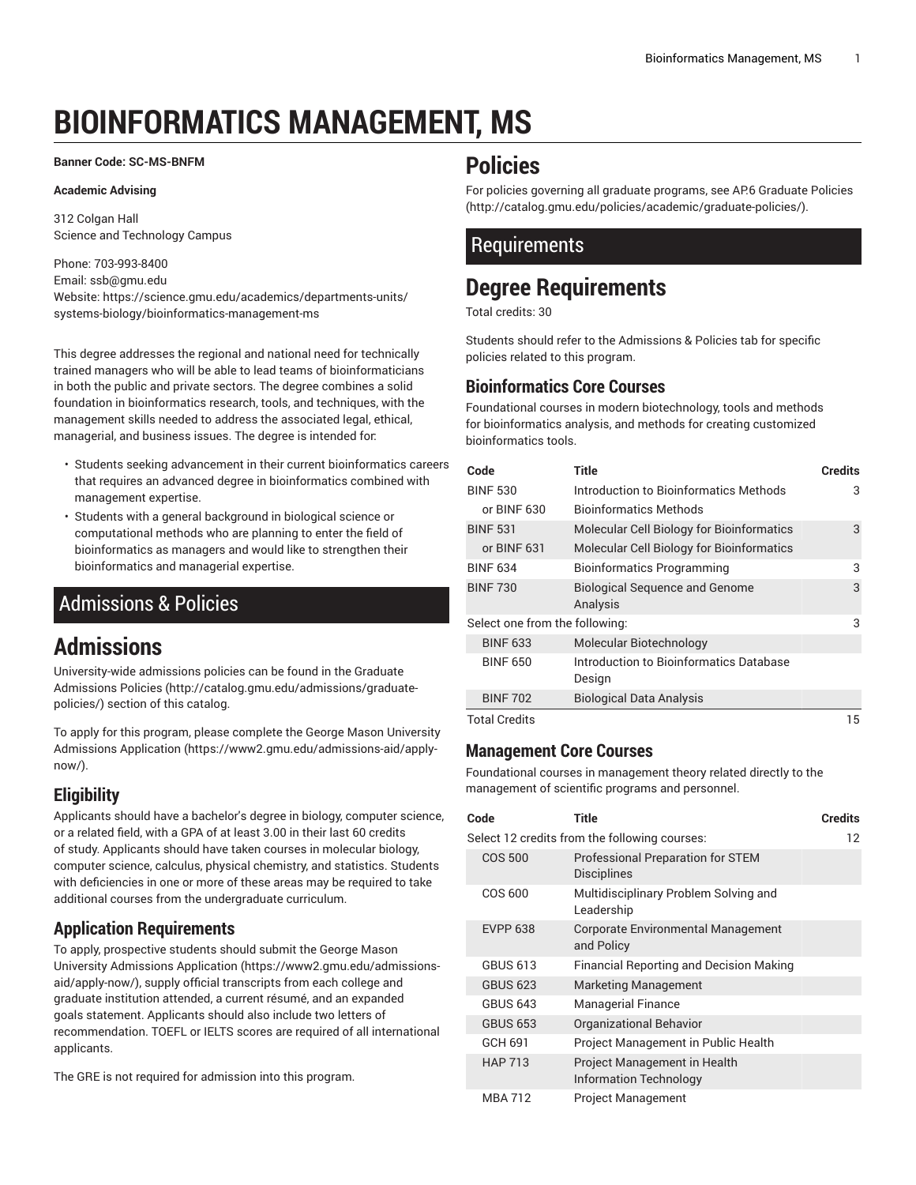# BIOINFORMATICS MANAGEMENT, MS

**Banner Code: SC-MS-BNFM**

**Academic Advising**

312 Colgan Hall
Science and Technology Campus

Phone: 703-993-8400
Email: ssb@gmu.edu
Website: https://science.gmu.edu/academics/departments-units/systems-biology/bioinformatics-management-ms

This degree addresses the regional and national need for technically trained managers who will be able to lead teams of bioinformaticians in both the public and private sectors. The degree combines a solid foundation in bioinformatics research, tools, and techniques, with the management skills needed to address the associated legal, ethical, managerial, and business issues. The degree is intended for:

- Students seeking advancement in their current bioinformatics careers that requires an advanced degree in bioinformatics combined with management expertise.
- Students with a general background in biological science or computational methods who are planning to enter the field of bioinformatics as managers and would like to strengthen their bioinformatics and managerial expertise.

## Admissions & Policies

# Admissions

University-wide admissions policies can be found in the Graduate Admissions Policies (http://catalog.gmu.edu/admissions/graduate-policies/) section of this catalog.

To apply for this program, please complete the George Mason University Admissions Application (https://www2.gmu.edu/admissions-aid/apply-now/).

### Eligibility

Applicants should have a bachelor's degree in biology, computer science, or a related field, with a GPA of at least 3.00 in their last 60 credits of study. Applicants should have taken courses in molecular biology, computer science, calculus, physical chemistry, and statistics. Students with deficiencies in one or more of these areas may be required to take additional courses from the undergraduate curriculum.

### Application Requirements

To apply, prospective students should submit the George Mason University Admissions Application (https://www2.gmu.edu/admissions-aid/apply-now/), supply official transcripts from each college and graduate institution attended, a current résumé, and an expanded goals statement. Applicants should also include two letters of recommendation. TOEFL or IELTS scores are required of all international applicants.

The GRE is not required for admission into this program.

# Policies

For policies governing all graduate programs, see AP.6 Graduate Policies (http://catalog.gmu.edu/policies/academic/graduate-policies/).

## Requirements

# Degree Requirements

Total credits: 30

Students should refer to the Admissions & Policies tab for specific policies related to this program.

### Bioinformatics Core Courses

Foundational courses in modern biotechnology, tools and methods for bioinformatics analysis, and methods for creating customized bioinformatics tools.

| Code | Title | Credits |
|---|---|---|
| BINF 530 | Introduction to Bioinformatics Methods | 3 |
| or BINF 630 | Bioinformatics Methods | |
| BINF 531 | Molecular Cell Biology for Bioinformatics | 3 |
| or BINF 631 | Molecular Cell Biology for Bioinformatics | |
| BINF 634 | Bioinformatics Programming | 3 |
| BINF 730 | Biological Sequence and Genome Analysis | 3 |
| Select one from the following: | | 3 |
| BINF 633 | Molecular Biotechnology | |
| BINF 650 | Introduction to Bioinformatics Database Design | |
| BINF 702 | Biological Data Analysis | |
| Total Credits | | 15 |

### Management Core Courses

Foundational courses in management theory related directly to the management of scientific programs and personnel.

| Code | Title | Credits |
|---|---|---|
| Select 12 credits from the following courses: | | 12 |
| COS 500 | Professional Preparation for STEM Disciplines | |
| COS 600 | Multidisciplinary Problem Solving and Leadership | |
| EVPP 638 | Corporate Environmental Management and Policy | |
| GBUS 613 | Financial Reporting and Decision Making | |
| GBUS 623 | Marketing Management | |
| GBUS 643 | Managerial Finance | |
| GBUS 653 | Organizational Behavior | |
| GCH 691 | Project Management in Public Health | |
| HAP 713 | Project Management in Health Information Technology | |
| MBA 712 | Project Management | |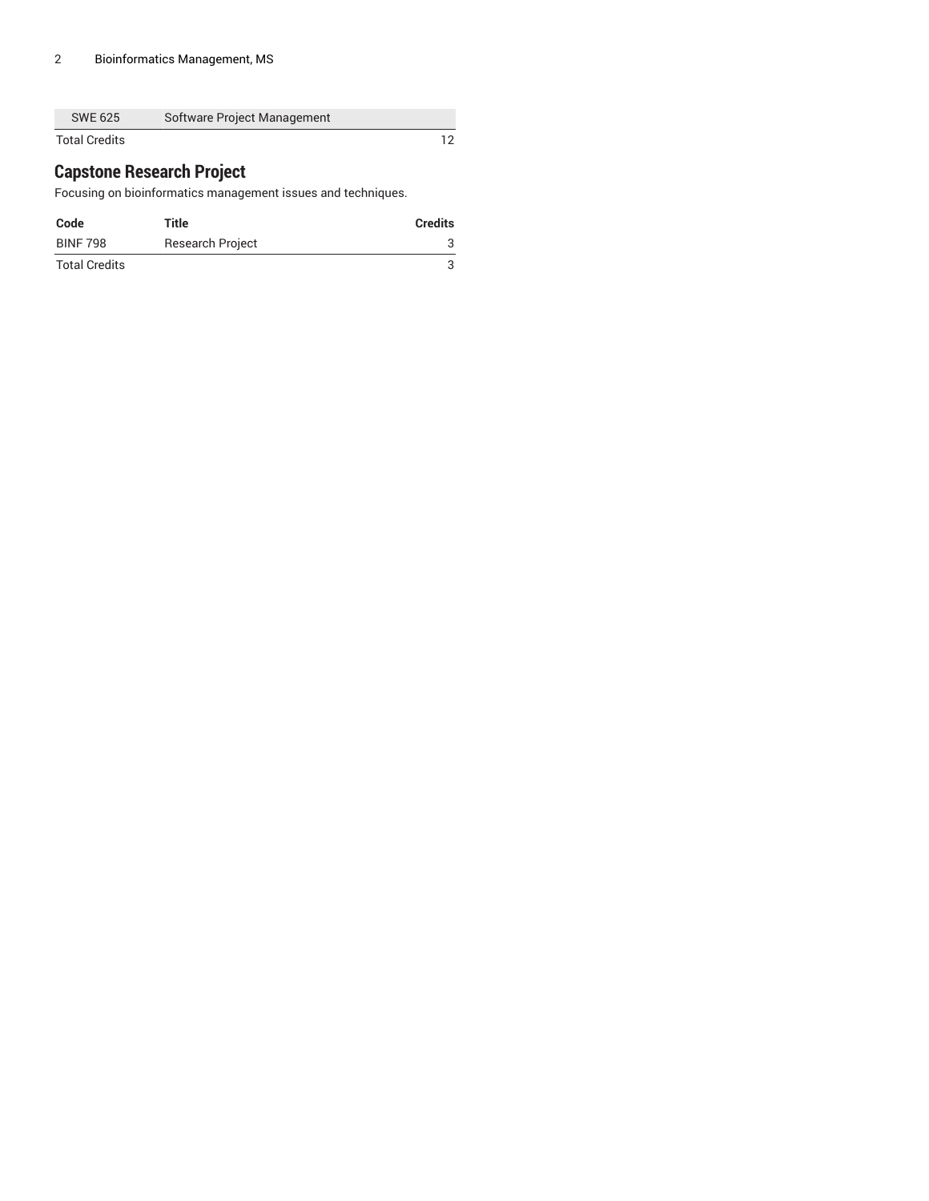| | | |
|---|---|---|
| SWE 625 | Software Project Management | |
| Total Credits | | 12 |

## Capstone Research Project

Focusing on bioinformatics management issues and techniques.

| Code | Title | Credits |
|---|---|---|
| BINF 798 | Research Project | 3 |
| Total Credits | | 3 |